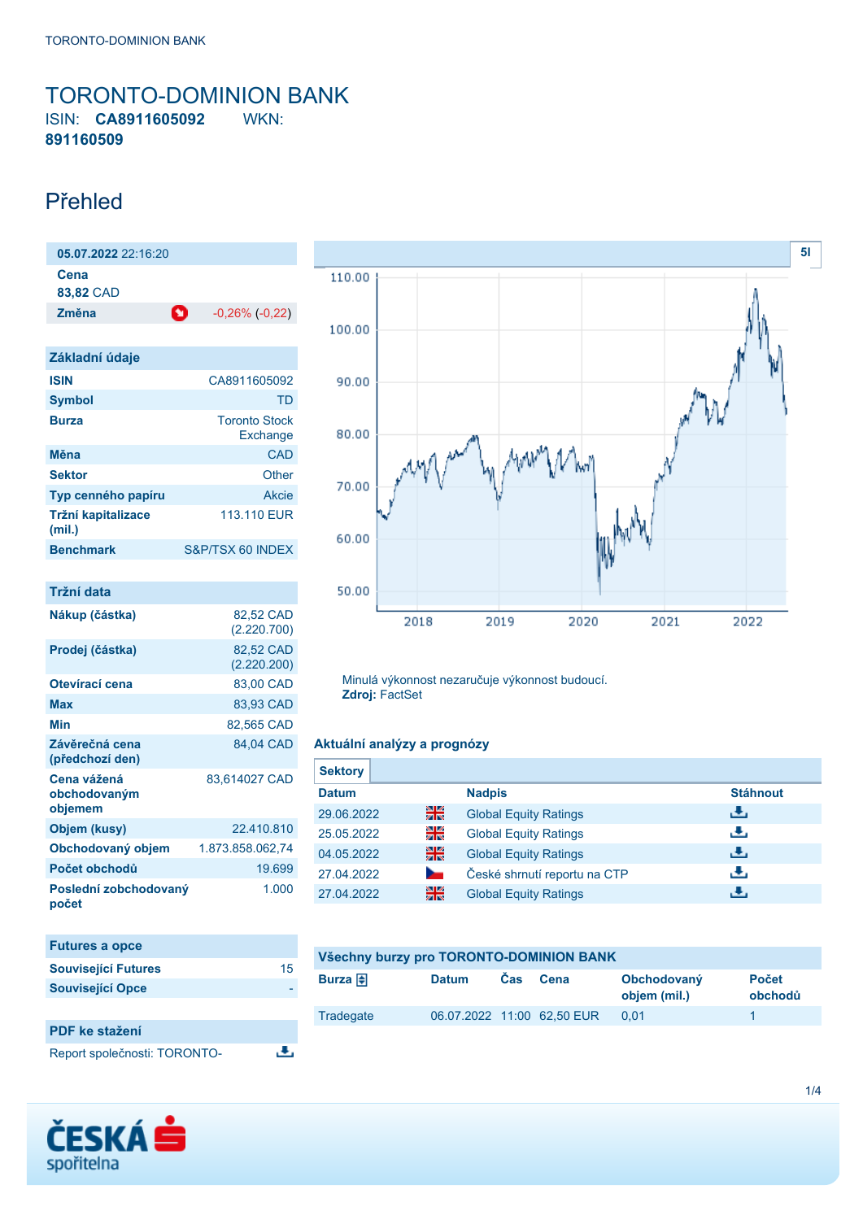# TORONTO-DOMINION BANK

ISIN: **CA8911605092** WKN: **891160509**

## Přehled

**05.07.2022** 22:16:20

| | |
|---|---|
| **Cena** | 83,82 CAD |
| **Změna** | -0,26% (-0,22) |

### Základní údaje

| | |
|---|---|
| **ISIN** | CA8911605092 |
| **Symbol** | TD |
| **Burza** | Toronto Stock Exchange |
| **Měna** | CAD |
| **Sektor** | Other |
| **Typ cenného papíru** | Akcie |
| **Tržní kapitalizace (mil.)** | 113.110 EUR |
| **Benchmark** | S&P/TSX 60 INDEX |

### Tržní data

| | |
|---|---|
| **Nákup (částka)** | 82,52 CAD (2.220.700) |
| **Prodej (částka)** | 82,52 CAD (2.220.200) |
| **Otevírací cena** | 83,00 CAD |
| **Max** | 83,93 CAD |
| **Min** | 82,565 CAD |
| **Závěrečná cena (předchozí den)** | 84,04 CAD |
| **Cena vážená obchodovaným objemem** | 83,614027 CAD |
| **Objem (kusy)** | 22.410.810 |
| **Obchodovaný objem** | 1.873.858.062,74 |
| **Počet obchodů** | 19.699 |
| **Poslední zobchodovaný počet** | 1.000 |

### Futures a opce

| | |
|---|---|
| **Související Futures** | 15 |
| **Související Opce** | - |

### PDF ke stažení

Report společnosti: TORONTO-

Minulá výkonnost nezaručuje výkonnost budoucí.
**Zdroj:** FactSet

### Aktuální analýzy a prognózy

**Sektory**

| Datum | | Nadpis | Stáhnout |
|---|---|---|---|
| 29.06.2022 | | Global Equity Ratings | |
| 25.05.2022 | | Global Equity Ratings | |
| 04.05.2022 | | Global Equity Ratings | |
| 27.04.2022 | | České shrnutí reportu na CTP | |
| 27.04.2022 | | Global Equity Ratings | |

### Všechny burzy pro TORONTO-DOMINION BANK

| Burza | Datum | Čas | Cena | Obchodovaný objem (mil.) | Počet obchodů |
|---|---|---|---|---|---|
| Tradegate | 06.07.2022 | 11:00 | 62,50 EUR | 0,01 | 1 |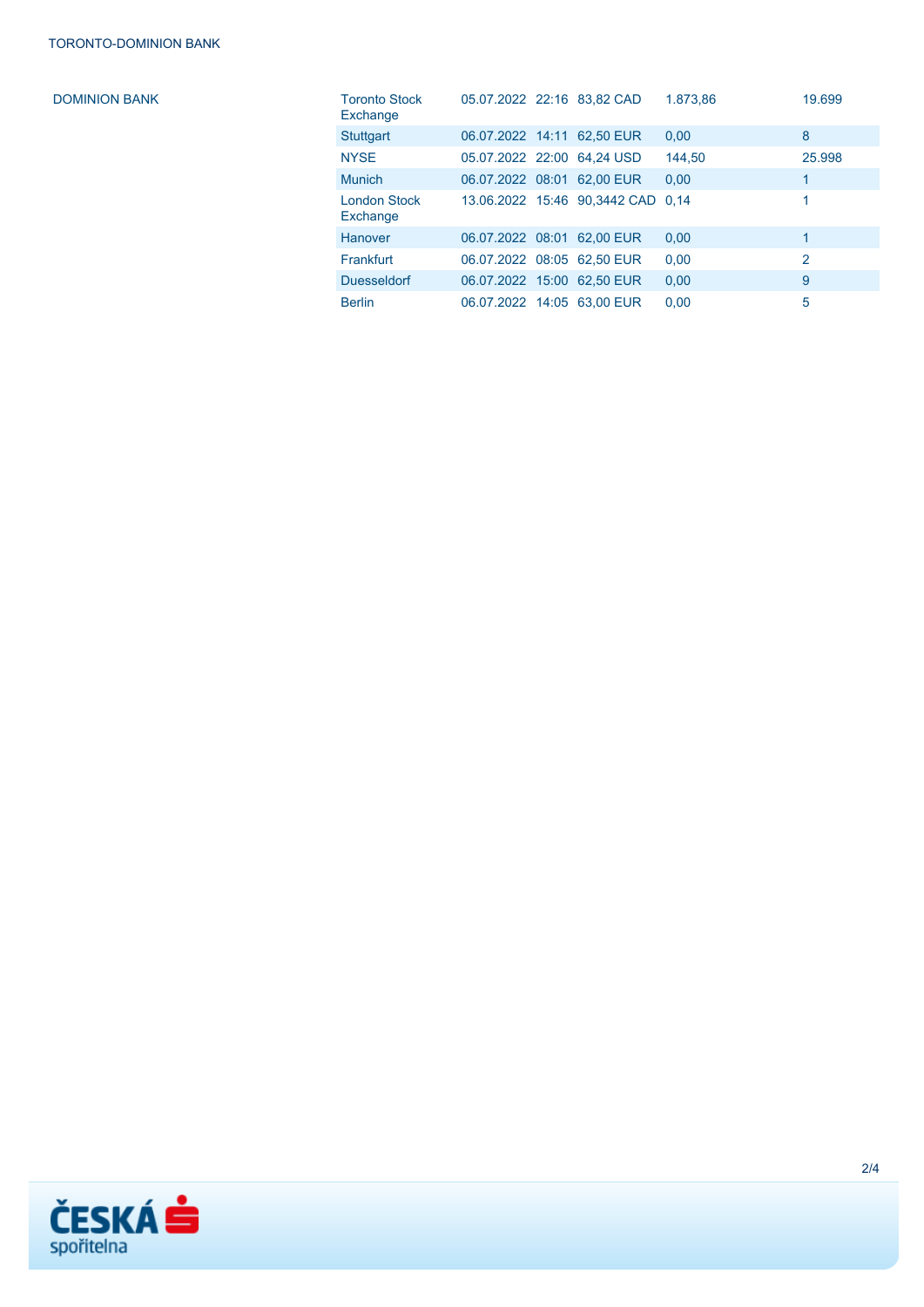DOMINION BANK

| | | | | | |
|---|---|---|---|---|---|
| Toronto Stock Exchange | 05.07.2022 | 22:16 | 83,82 CAD | 1.873,86 | 19.699 |
| Stuttgart | 06.07.2022 | 14:11 | 62,50 EUR | 0,00 | 8 |
| NYSE | 05.07.2022 | 22:00 | 64,24 USD | 144,50 | 25.998 |
| Munich | 06.07.2022 | 08:01 | 62,00 EUR | 0,00 | 1 |
| London Stock Exchange | 13.06.2022 | 15:46 | 90,3442 CAD | 0,14 | 1 |
| Hanover | 06.07.2022 | 08:01 | 62,00 EUR | 0,00 | 1 |
| Frankfurt | 06.07.2022 | 08:05 | 62,50 EUR | 0,00 | 2 |
| Duesseldorf | 06.07.2022 | 15:00 | 62,50 EUR | 0,00 | 9 |
| Berlin | 06.07.2022 | 14:05 | 63,00 EUR | 0,00 | 5 |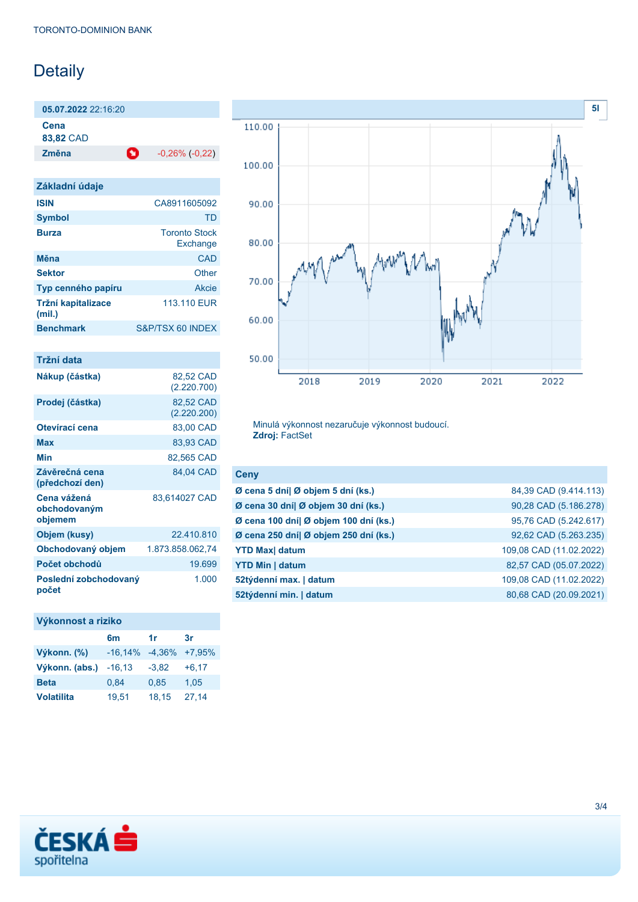TORONTO-DOMINION BANK

# Detaily

| **05.07.2022** 22:16:20 | |
|---|---|
| **Cena** | |
| **83,82** CAD | |
| **Změna** | -0,26% (-0,22) |

## Základní údaje

| | |
|---|---|
| **ISIN** | CA8911605092 |
| **Symbol** | TD |
| **Burza** | Toronto Stock Exchange |
| **Měna** | CAD |
| **Sektor** | Other |
| **Typ cenného papíru** | Akcie |
| **Tržní kapitalizace (mil.)** | 113.110 EUR |
| **Benchmark** | S&P/TSX 60 INDEX |

## Tržní data

| | |
|---|---|
| **Nákup (částka)** | 82,52 CAD (2.220.700) |
| **Prodej (částka)** | 82,52 CAD (2.220.200) |
| **Otevírací cena** | 83,00 CAD |
| **Max** | 83,93 CAD |
| **Min** | 82,565 CAD |
| **Závěrečná cena (předchozí den)** | 84,04 CAD |
| **Cena vážená obchodovaným objemem** | 83,614027 CAD |
| **Objem (kusy)** | 22.410.810 |
| **Obchodovaný objem** | 1.873.858.062,74 |
| **Počet obchodů** | 19.699 |
| **Poslední zobchodovaný počet** | 1.000 |

## Výkonnost a riziko

| | 6m | 1r | 3r |
|---|---|---|---|
| **Výkonn. (%)** | -16,14% | -4,36% | +7,95% |
| **Výkonn. (abs.)** | -16,13 | -3,82 | +6,17 |
| **Beta** | 0,84 | 0,85 | 1,05 |
| **Volatilita** | 19,51 | 18,15 | 27,14 |

Minulá výkonnost nezaručuje výkonnost budoucí.
**Zdroj:** FactSet

## Ceny

| | |
|---|---|
| **Ø cena 5 dní\| Ø objem 5 dní (ks.)** | 84,39 CAD (9.414.113) |
| **Ø cena 30 dní\| Ø objem 30 dní (ks.)** | 90,28 CAD (5.186.278) |
| **Ø cena 100 dní\| Ø objem 100 dní (ks.)** | 95,76 CAD (5.242.617) |
| **Ø cena 250 dní\| Ø objem 250 dní (ks.)** | 92,62 CAD (5.263.235) |
| **YTD Max\| datum** | 109,08 CAD (11.02.2022) |
| **YTD Min \| datum** | 82,57 CAD (05.07.2022) |
| **52týdenní max. \| datum** | 109,08 CAD (11.02.2022) |
| **52týdenní min. \| datum** | 80,68 CAD (20.09.2021) |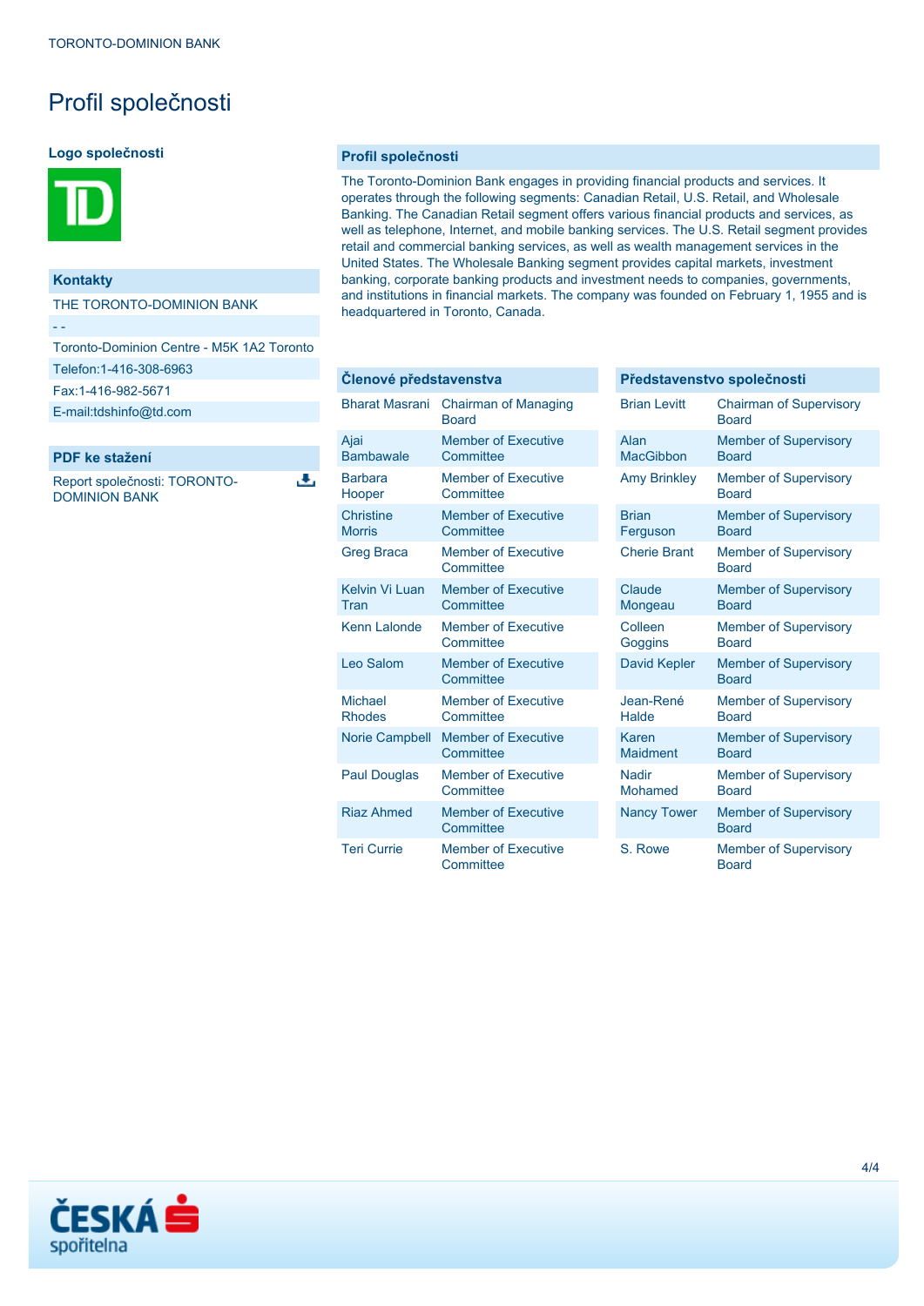# Profil společnosti

### Logo společnosti

### Kontakty

THE TORONTO-DOMINION BANK

- -

Toronto-Dominion Centre - M5K 1A2 Toronto

Telefon:1-416-308-6963

Fax:1-416-982-5671

E-mail:tdshinfo@td.com

### PDF ke stažení

Report společnosti: TORONTO-DOMINION BANK

### Profil společnosti

The Toronto-Dominion Bank engages in providing financial products and services. It operates through the following segments: Canadian Retail, U.S. Retail, and Wholesale Banking. The Canadian Retail segment offers various financial products and services, as well as telephone, Internet, and mobile banking services. The U.S. Retail segment provides retail and commercial banking services, as well as wealth management services in the United States. The Wholesale Banking segment provides capital markets, investment banking, corporate banking products and investment needs to companies, governments, and institutions in financial markets. The company was founded on February 1, 1955 and is headquartered in Toronto, Canada.

### Členové představenstva

| | |
|---|---|
| Bharat Masrani | Chairman of Managing Board |
| Ajai Bambawale | Member of Executive Committee |
| Barbara Hooper | Member of Executive Committee |
| Christine Morris | Member of Executive Committee |
| Greg Braca | Member of Executive Committee |
| Kelvin Vi Luan Tran | Member of Executive Committee |
| Kenn Lalonde | Member of Executive Committee |
| Leo Salom | Member of Executive Committee |
| Michael Rhodes | Member of Executive Committee |
| Norie Campbell | Member of Executive Committee |
| Paul Douglas | Member of Executive Committee |
| Riaz Ahmed | Member of Executive Committee |
| Teri Currie | Member of Executive Committee |

### Představenstvo společnosti

| | |
|---|---|
| Brian Levitt | Chairman of Supervisory Board |
| Alan MacGibbon | Member of Supervisory Board |
| Amy Brinkley | Member of Supervisory Board |
| Brian Ferguson | Member of Supervisory Board |
| Cherie Brant | Member of Supervisory Board |
| Claude Mongeau | Member of Supervisory Board |
| Colleen Goggins | Member of Supervisory Board |
| David Kepler | Member of Supervisory Board |
| Jean-René Halde | Member of Supervisory Board |
| Karen Maidment | Member of Supervisory Board |
| Nadir Mohamed | Member of Supervisory Board |
| Nancy Tower | Member of Supervisory Board |
| S. Rowe | Member of Supervisory Board |